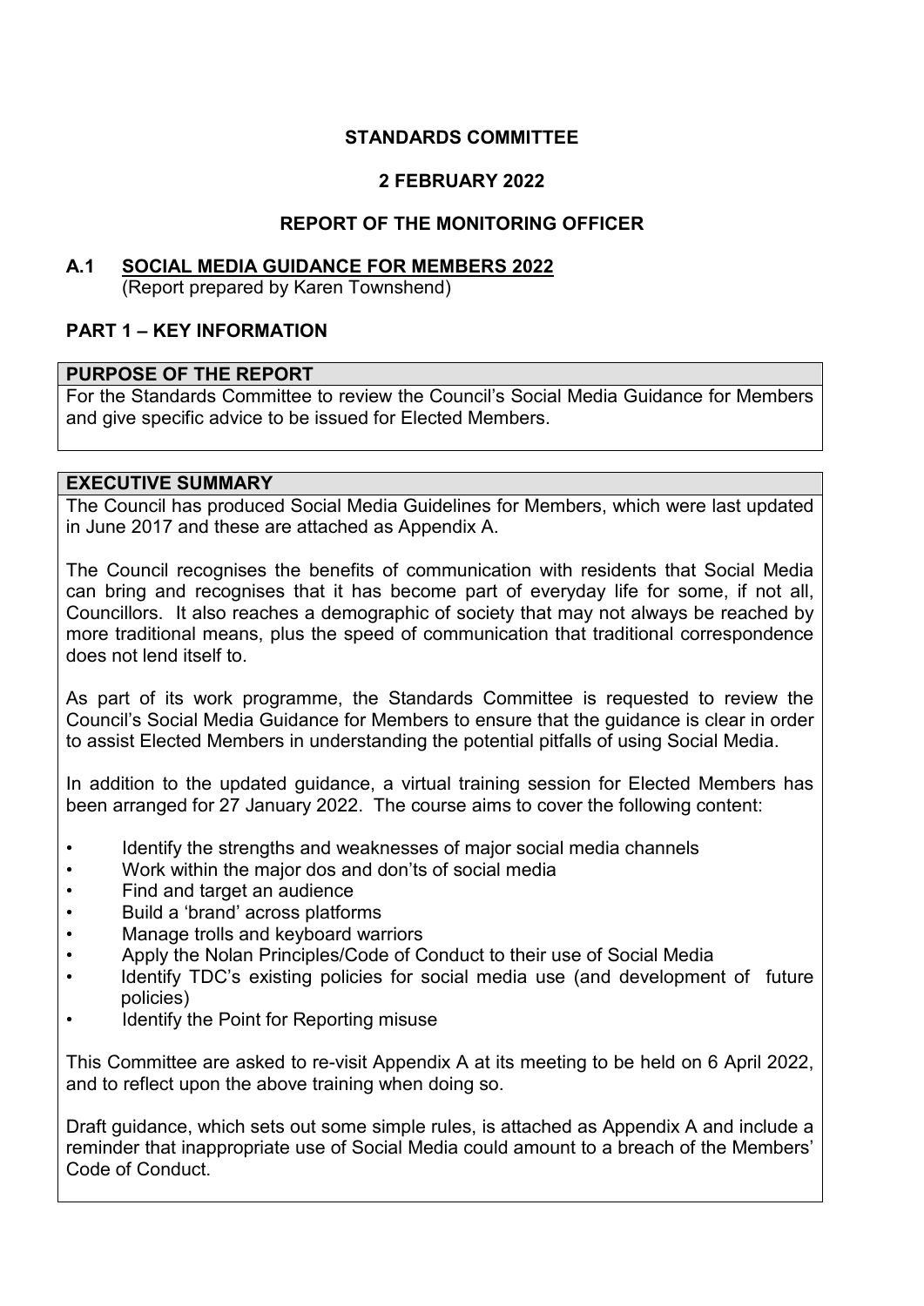**STANDARDS COMMITTEE**

**2 FEBRUARY 2022**

**REPORT OF THE MONITORING OFFICER**

## A.1 SOCIAL MEDIA GUIDANCE FOR MEMBERS 2022

(Report prepared by Karen Townshend)

## PART 1 – KEY INFORMATION

### PURPOSE OF THE REPORT

For the Standards Committee to review the Council's Social Media Guidance for Members and give specific advice to be issued for Elected Members.

### EXECUTIVE SUMMARY

The Council has produced Social Media Guidelines for Members, which were last updated in June 2017 and these are attached as Appendix A.

The Council recognises the benefits of communication with residents that Social Media can bring and recognises that it has become part of everyday life for some, if not all, Councillors. It also reaches a demographic of society that may not always be reached by more traditional means, plus the speed of communication that traditional correspondence does not lend itself to.

As part of its work programme, the Standards Committee is requested to review the Council's Social Media Guidance for Members to ensure that the guidance is clear in order to assist Elected Members in understanding the potential pitfalls of using Social Media.

In addition to the updated guidance, a virtual training session for Elected Members has been arranged for 27 January 2022. The course aims to cover the following content:

- Identify the strengths and weaknesses of major social media channels
- Work within the major dos and don'ts of social media
- Find and target an audience
- Build a 'brand' across platforms
- Manage trolls and keyboard warriors
- Apply the Nolan Principles/Code of Conduct to their use of Social Media
- Identify TDC's existing policies for social media use (and development of future policies)
- Identify the Point for Reporting misuse

This Committee are asked to re-visit Appendix A at its meeting to be held on 6 April 2022, and to reflect upon the above training when doing so.

Draft guidance, which sets out some simple rules, is attached as Appendix A and include a reminder that inappropriate use of Social Media could amount to a breach of the Members' Code of Conduct.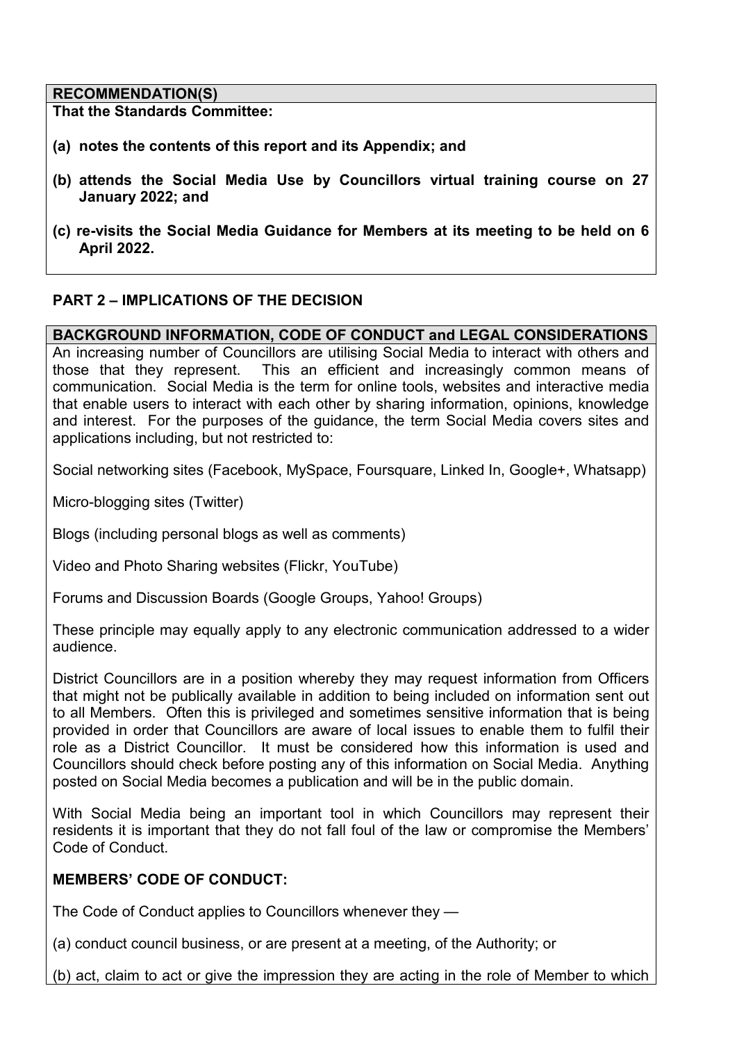**RECOMMENDATION(S)**

**That the Standards Committee:**

**(a) notes the contents of this report and its Appendix; and**

**(b) attends the Social Media Use by Councillors virtual training course on 27 January 2022; and**

**(c) re-visits the Social Media Guidance for Members at its meeting to be held on 6 April 2022.**

## PART 2 – IMPLICATIONS OF THE DECISION

**BACKGROUND INFORMATION, CODE OF CONDUCT and LEGAL CONSIDERATIONS**

An increasing number of Councillors are utilising Social Media to interact with others and those that they represent. This an efficient and increasingly common means of communication. Social Media is the term for online tools, websites and interactive media that enable users to interact with each other by sharing information, opinions, knowledge and interest. For the purposes of the guidance, the term Social Media covers sites and applications including, but not restricted to:

Social networking sites (Facebook, MySpace, Foursquare, Linked In, Google+, Whatsapp)

Micro-blogging sites (Twitter)

Blogs (including personal blogs as well as comments)

Video and Photo Sharing websites (Flickr, YouTube)

Forums and Discussion Boards (Google Groups, Yahoo! Groups)

These principle may equally apply to any electronic communication addressed to a wider audience.

District Councillors are in a position whereby they may request information from Officers that might not be publically available in addition to being included on information sent out to all Members. Often this is privileged and sometimes sensitive information that is being provided in order that Councillors are aware of local issues to enable them to fulfil their role as a District Councillor. It must be considered how this information is used and Councillors should check before posting any of this information on Social Media. Anything posted on Social Media becomes a publication and will be in the public domain.

With Social Media being an important tool in which Councillors may represent their residents it is important that they do not fall foul of the law or compromise the Members' Code of Conduct.

**MEMBERS' CODE OF CONDUCT:**

The Code of Conduct applies to Councillors whenever they —

(a) conduct council business, or are present at a meeting, of the Authority; or

(b) act, claim to act or give the impression they are acting in the role of Member to which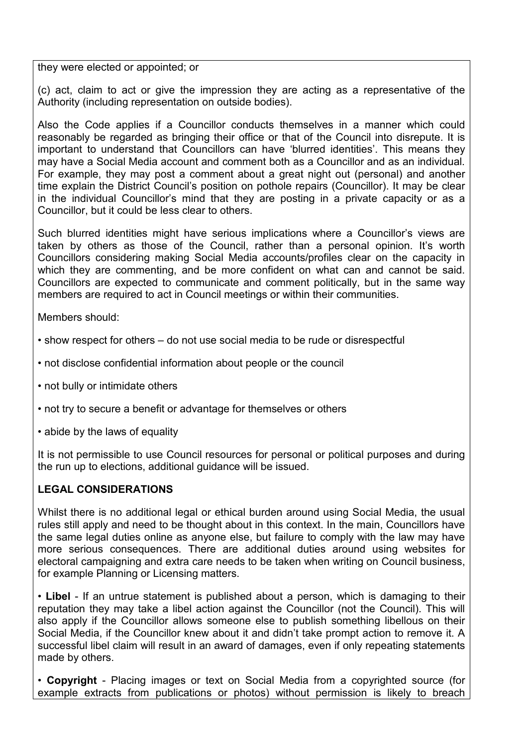they were elected or appointed; or

(c) act, claim to act or give the impression they are acting as a representative of the Authority (including representation on outside bodies).

Also the Code applies if a Councillor conducts themselves in a manner which could reasonably be regarded as bringing their office or that of the Council into disrepute. It is important to understand that Councillors can have 'blurred identities'. This means they may have a Social Media account and comment both as a Councillor and as an individual. For example, they may post a comment about a great night out (personal) and another time explain the District Council's position on pothole repairs (Councillor). It may be clear in the individual Councillor's mind that they are posting in a private capacity or as a Councillor, but it could be less clear to others.

Such blurred identities might have serious implications where a Councillor's views are taken by others as those of the Council, rather than a personal opinion. It's worth Councillors considering making Social Media accounts/profiles clear on the capacity in which they are commenting, and be more confident on what can and cannot be said. Councillors are expected to communicate and comment politically, but in the same way members are required to act in Council meetings or within their communities.

Members should:

- show respect for others – do not use social media to be rude or disrespectful
- not disclose confidential information about people or the council
- not bully or intimidate others
- not try to secure a benefit or advantage for themselves or others
- abide by the laws of equality

It is not permissible to use Council resources for personal or political purposes and during the run up to elections, additional guidance will be issued.

**LEGAL CONSIDERATIONS**

Whilst there is no additional legal or ethical burden around using Social Media, the usual rules still apply and need to be thought about in this context. In the main, Councillors have the same legal duties online as anyone else, but failure to comply with the law may have more serious consequences. There are additional duties around using websites for electoral campaigning and extra care needs to be taken when writing on Council business, for example Planning or Licensing matters.

- **Libel** - If an untrue statement is published about a person, which is damaging to their reputation they may take a libel action against the Councillor (not the Council). This will also apply if the Councillor allows someone else to publish something libellous on their Social Media, if the Councillor knew about it and didn't take prompt action to remove it. A successful libel claim will result in an award of damages, even if only repeating statements made by others.

- **Copyright** - Placing images or text on Social Media from a copyrighted source (for example extracts from publications or photos) without permission is likely to breach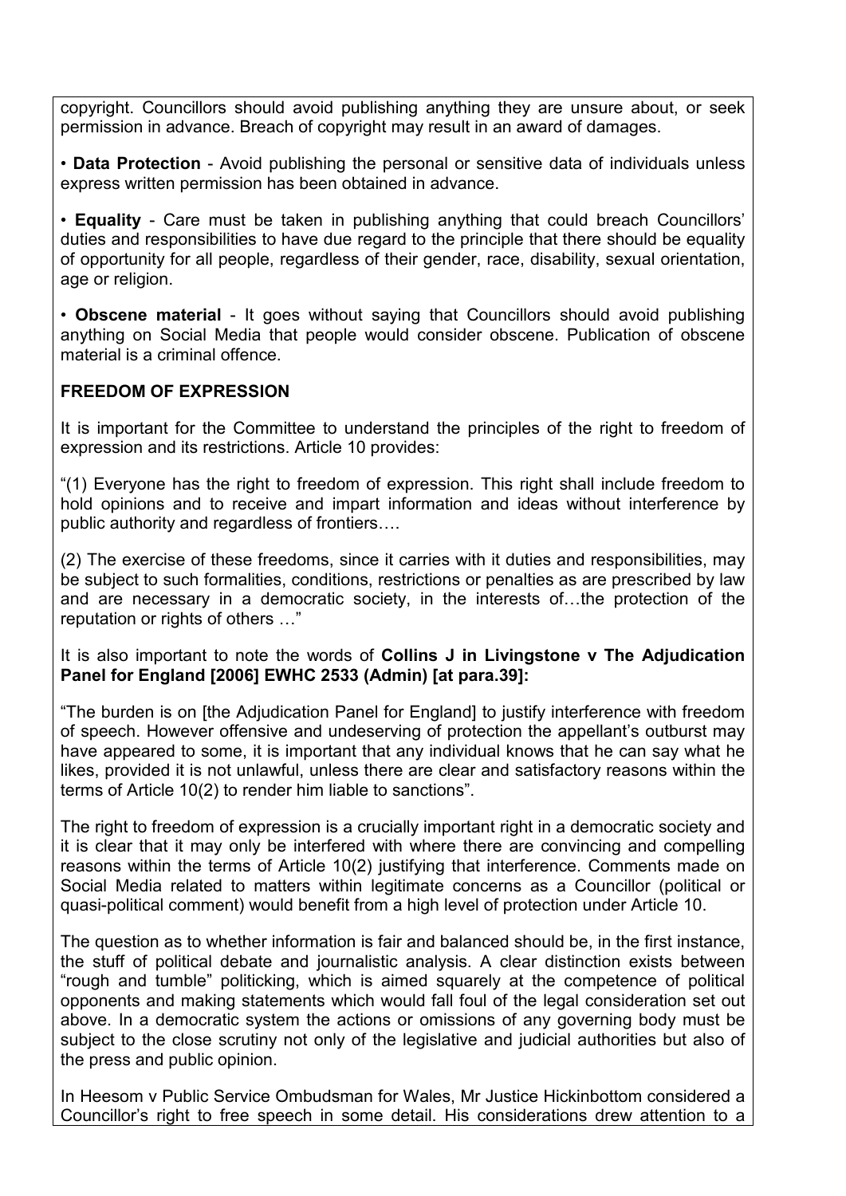copyright. Councillors should avoid publishing anything they are unsure about, or seek permission in advance. Breach of copyright may result in an award of damages.

• **Data Protection** - Avoid publishing the personal or sensitive data of individuals unless express written permission has been obtained in advance.

• **Equality** - Care must be taken in publishing anything that could breach Councillors' duties and responsibilities to have due regard to the principle that there should be equality of opportunity for all people, regardless of their gender, race, disability, sexual orientation, age or religion.

• **Obscene material** - It goes without saying that Councillors should avoid publishing anything on Social Media that people would consider obscene. Publication of obscene material is a criminal offence.

**FREEDOM OF EXPRESSION**

It is important for the Committee to understand the principles of the right to freedom of expression and its restrictions. Article 10 provides:

"(1) Everyone has the right to freedom of expression. This right shall include freedom to hold opinions and to receive and impart information and ideas without interference by public authority and regardless of frontiers….

(2) The exercise of these freedoms, since it carries with it duties and responsibilities, may be subject to such formalities, conditions, restrictions or penalties as are prescribed by law and are necessary in a democratic society, in the interests of…the protection of the reputation or rights of others …"

It is also important to note the words of **Collins J in Livingstone v The Adjudication Panel for England [2006] EWHC 2533 (Admin) [at para.39]:**

"The burden is on [the Adjudication Panel for England] to justify interference with freedom of speech. However offensive and undeserving of protection the appellant's outburst may have appeared to some, it is important that any individual knows that he can say what he likes, provided it is not unlawful, unless there are clear and satisfactory reasons within the terms of Article 10(2) to render him liable to sanctions".

The right to freedom of expression is a crucially important right in a democratic society and it is clear that it may only be interfered with where there are convincing and compelling reasons within the terms of Article 10(2) justifying that interference. Comments made on Social Media related to matters within legitimate concerns as a Councillor (political or quasi-political comment) would benefit from a high level of protection under Article 10.

The question as to whether information is fair and balanced should be, in the first instance, the stuff of political debate and journalistic analysis. A clear distinction exists between "rough and tumble" politicking, which is aimed squarely at the competence of political opponents and making statements which would fall foul of the legal consideration set out above. In a democratic system the actions or omissions of any governing body must be subject to the close scrutiny not only of the legislative and judicial authorities but also of the press and public opinion.

In Heesom v Public Service Ombudsman for Wales, Mr Justice Hickinbottom considered a Councillor's right to free speech in some detail. His considerations drew attention to a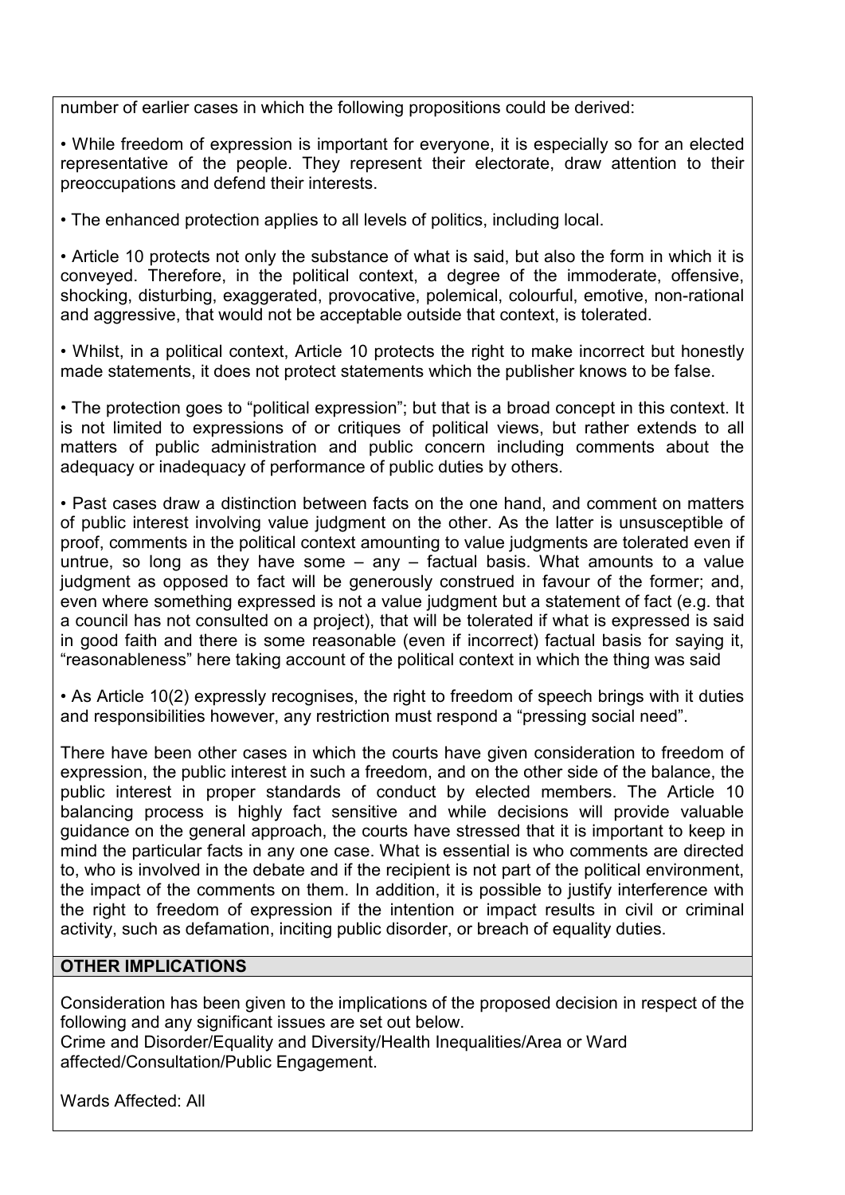number of earlier cases in which the following propositions could be derived:

- While freedom of expression is important for everyone, it is especially so for an elected representative of the people. They represent their electorate, draw attention to their preoccupations and defend their interests.
- The enhanced protection applies to all levels of politics, including local.
- Article 10 protects not only the substance of what is said, but also the form in which it is conveyed. Therefore, in the political context, a degree of the immoderate, offensive, shocking, disturbing, exaggerated, provocative, polemical, colourful, emotive, non-rational and aggressive, that would not be acceptable outside that context, is tolerated.
- Whilst, in a political context, Article 10 protects the right to make incorrect but honestly made statements, it does not protect statements which the publisher knows to be false.
- The protection goes to "political expression"; but that is a broad concept in this context. It is not limited to expressions of or critiques of political views, but rather extends to all matters of public administration and public concern including comments about the adequacy or inadequacy of performance of public duties by others.
- Past cases draw a distinction between facts on the one hand, and comment on matters of public interest involving value judgment on the other. As the latter is unsusceptible of proof, comments in the political context amounting to value judgments are tolerated even if untrue, so long as they have some – any – factual basis. What amounts to a value judgment as opposed to fact will be generously construed in favour of the former; and, even where something expressed is not a value judgment but a statement of fact (e.g. that a council has not consulted on a project), that will be tolerated if what is expressed is said in good faith and there is some reasonable (even if incorrect) factual basis for saying it, "reasonableness" here taking account of the political context in which the thing was said
- As Article 10(2) expressly recognises, the right to freedom of speech brings with it duties and responsibilities however, any restriction must respond a "pressing social need".

There have been other cases in which the courts have given consideration to freedom of expression, the public interest in such a freedom, and on the other side of the balance, the public interest in proper standards of conduct by elected members. The Article 10 balancing process is highly fact sensitive and while decisions will provide valuable guidance on the general approach, the courts have stressed that it is important to keep in mind the particular facts in any one case. What is essential is who comments are directed to, who is involved in the debate and if the recipient is not part of the political environment, the impact of the comments on them. In addition, it is possible to justify interference with the right to freedom of expression if the intention or impact results in civil or criminal activity, such as defamation, inciting public disorder, or breach of equality duties.

## OTHER IMPLICATIONS

Consideration has been given to the implications of the proposed decision in respect of the following and any significant issues are set out below.
Crime and Disorder/Equality and Diversity/Health Inequalities/Area or Ward affected/Consultation/Public Engagement.

Wards Affected: All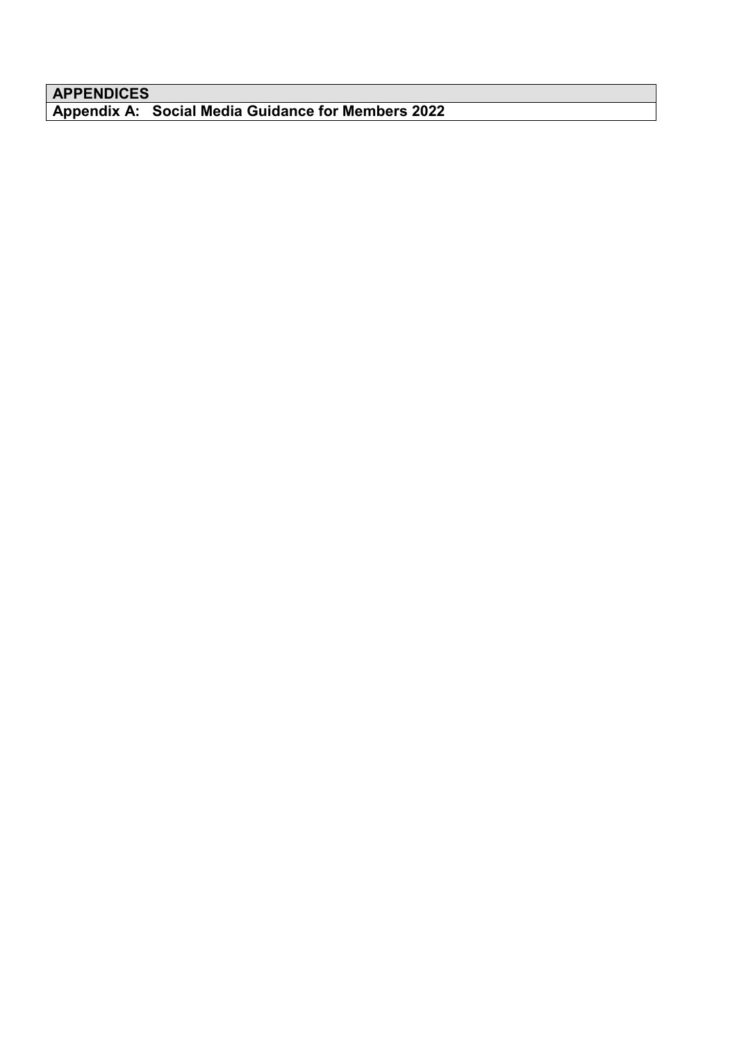| APPENDICES |
| --- |
| **Appendix A: Social Media Guidance for Members 2022** |